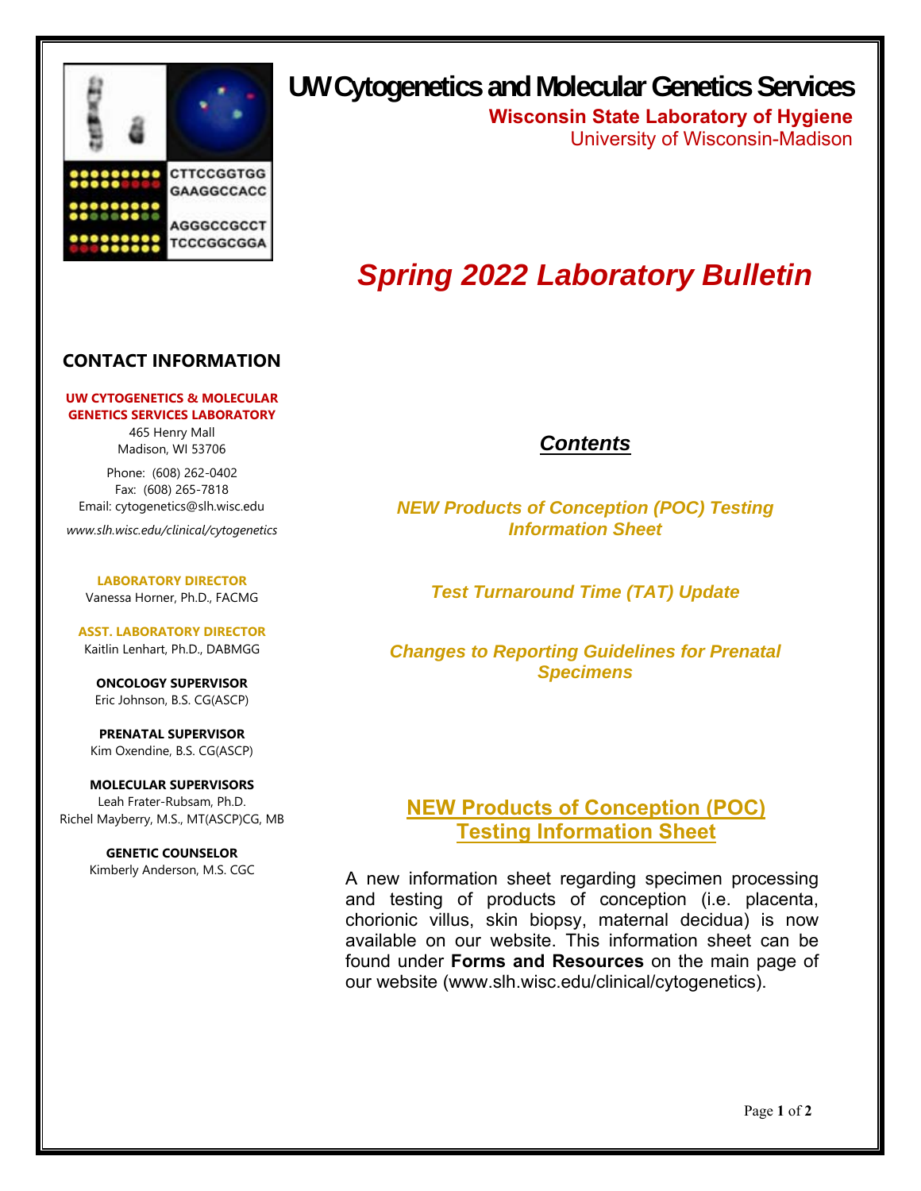# UW Cytogenetics and Molecular Genetics Services

**Wisconsin State Laboratory of Hygiene**

University of Wisconsin-Madison

# *Spring 2022 Laboratory Bulletin*

## CONTACT INFORMATION

**UW CYTOGENETICS & MOLECULAR GENETICS SERVICES LABORATORY**

465 Henry Mall
Madison, WI 53706

Phone: (608) 262-0402
Fax: (608) 265-7818
Email: cytogenetics@slh.wisc.edu

*www.slh.wisc.edu/clinical/cytogenetics*

**LABORATORY DIRECTOR**
Vanessa Horner, Ph.D., FACMG

**ASST. LABORATORY DIRECTOR**
Kaitlin Lenhart, Ph.D., DABMGG

**ONCOLOGY SUPERVISOR**
Eric Johnson, B.S. CG(ASCP)

**PRENATAL SUPERVISOR**
Kim Oxendine, B.S. CG(ASCP)

**MOLECULAR SUPERVISORS**
Leah Frater-Rubsam, Ph.D.
Richel Mayberry, M.S., MT(ASCP)CG, MB

**GENETIC COUNSELOR**
Kimberly Anderson, M.S. CGC

## *Contents*

***NEW Products of Conception (POC) Testing Information Sheet***

***Test Turnaround Time (TAT) Update***

***Changes to Reporting Guidelines for Prenatal Specimens***

## NEW Products of Conception (POC) Testing Information Sheet

A new information sheet regarding specimen processing and testing of products of conception (i.e. placenta, chorionic villus, skin biopsy, maternal decidua) is now available on our website. This information sheet can be found under **Forms and Resources** on the main page of our website (www.slh.wisc.edu/clinical/cytogenetics).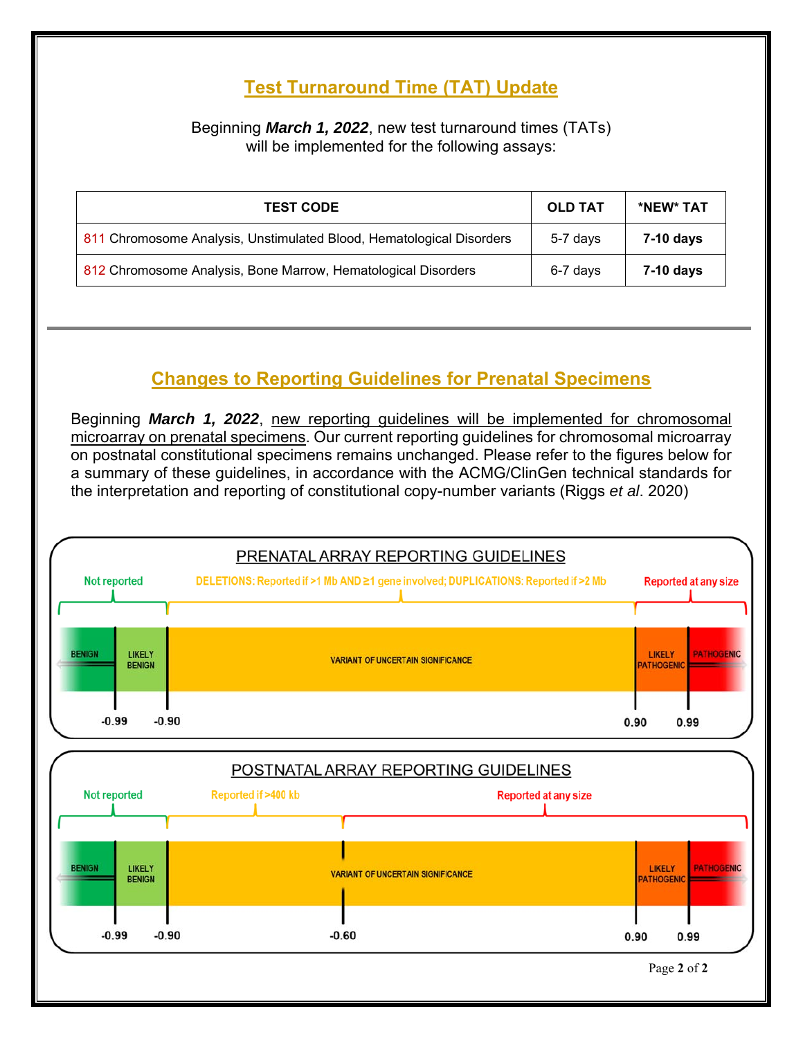## Test Turnaround Time (TAT) Update

Beginning ***March 1, 2022***, new test turnaround times (TATs) will be implemented for the following assays:

| TEST CODE | OLD TAT | *NEW* TAT |
|---|---|---|
| 811 Chromosome Analysis, Unstimulated Blood, Hematological Disorders | 5-7 days | **7-10 days** |
| 812 Chromosome Analysis, Bone Marrow, Hematological Disorders | 6-7 days | **7-10 days** |

## Changes to Reporting Guidelines for Prenatal Specimens

Beginning ***March 1, 2022***, new reporting guidelines will be implemented for chromosomal microarray on prenatal specimens. Our current reporting guidelines for chromosomal microarray on postnatal constitutional specimens remains unchanged. Please refer to the figures below for a summary of these guidelines, in accordance with the ACMG/ClinGen technical standards for the interpretation and reporting of constitutional copy-number variants (Riggs *et al*. 2020)

PRENATAL ARRAY REPORTING GUIDELINES

Not reported

DELETIONS: Reported if >1 Mb AND ≥1 gene involved; DUPLICATIONS: Reported if >2 Mb

Reported at any size

BENIGN

LIKELY BENIGN

VARIANT OF UNCERTAIN SIGNIFICANCE

LIKELY PATHOGENIC

PATHOGENIC

-0.99

-0.90

0.90

0.99

POSTNATAL ARRAY REPORTING GUIDELINES

Not reported

Reported if >400 kb

Reported at any size

BENIGN

LIKELY BENIGN

VARIANT OF UNCERTAIN SIGNIFICANCE

LIKELY PATHOGENIC

PATHOGENIC

-0.99

-0.90

-0.60

0.90

0.99